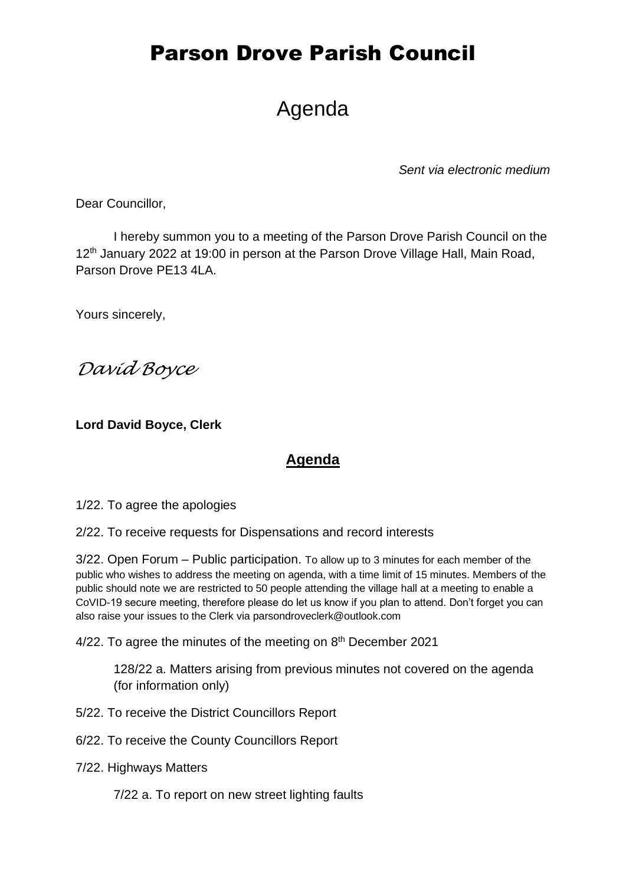# Parson Drove Parish Council

## Agenda

*Sent via electronic medium*

Dear Councillor,

I hereby summon you to a meeting of the Parson Drove Parish Council on the 12th January 2022 at 19:00 in person at the Parson Drove Village Hall, Main Road, Parson Drove PE13 4LA.

Yours sincerely,

*David Boyce*

**Lord David Boyce, Clerk**

## Agenda

1/22. To agree the apologies

2/22. To receive requests for Dispensations and record interests

3/22. Open Forum – Public participation. To allow up to 3 minutes for each member of the public who wishes to address the meeting on agenda, with a time limit of 15 minutes. Members of the public should note we are restricted to 50 people attending the village hall at a meeting to enable a CoVID-19 secure meeting, therefore please do let us know if you plan to attend. Don't forget you can also raise your issues to the Clerk via parsondroveclerk@outlook.com

4/22. To agree the minutes of the meeting on 8th December 2021

> 128/22 a. Matters arising from previous minutes not covered on the agenda (for information only)

5/22. To receive the District Councillors Report

6/22. To receive the County Councillors Report

7/22. Highways Matters

> 7/22 a. To report on new street lighting faults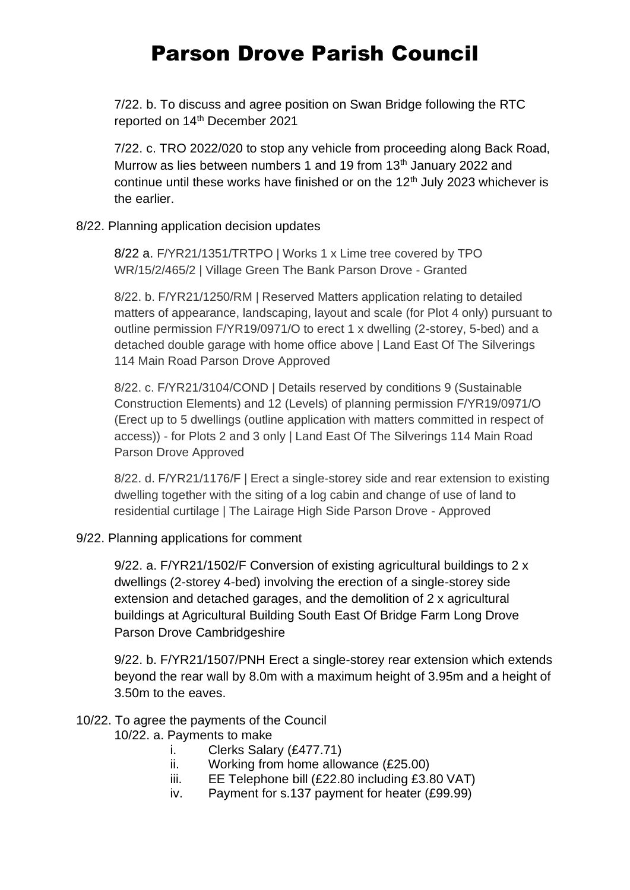# Parson Drove Parish Council

7/22. b. To discuss and agree position on Swan Bridge following the RTC reported on 14th December 2021

7/22. c. TRO 2022/020 to stop any vehicle from proceeding along Back Road, Murrow as lies between numbers 1 and 19 from 13th January 2022 and continue until these works have finished or on the 12th July 2023 whichever is the earlier.

8/22. Planning application decision updates

8/22 a. F/YR21/1351/TRTPO | Works 1 x Lime tree covered by TPO WR/15/2/465/2 | Village Green The Bank Parson Drove - Granted

8/22. b. F/YR21/1250/RM | Reserved Matters application relating to detailed matters of appearance, landscaping, layout and scale (for Plot 4 only) pursuant to outline permission F/YR19/0971/O to erect 1 x dwelling (2-storey, 5-bed) and a detached double garage with home office above | Land East Of The Silverings 114 Main Road Parson Drove Approved

8/22. c. F/YR21/3104/COND | Details reserved by conditions 9 (Sustainable Construction Elements) and 12 (Levels) of planning permission F/YR19/0971/O (Erect up to 5 dwellings (outline application with matters committed in respect of access)) - for Plots 2 and 3 only | Land East Of The Silverings 114 Main Road Parson Drove Approved

8/22. d. F/YR21/1176/F | Erect a single-storey side and rear extension to existing dwelling together with the siting of a log cabin and change of use of land to residential curtilage | The Lairage High Side Parson Drove - Approved

9/22. Planning applications for comment

9/22. a. F/YR21/1502/F Conversion of existing agricultural buildings to 2 x dwellings (2-storey 4-bed) involving the erection of a single-storey side extension and detached garages, and the demolition of 2 x agricultural buildings at Agricultural Building South East Of Bridge Farm Long Drove Parson Drove Cambridgeshire

9/22. b. F/YR21/1507/PNH Erect a single-storey rear extension which extends beyond the rear wall by 8.0m with a maximum height of 3.95m and a height of 3.50m to the eaves.

10/22. To agree the payments of the Council

10/22. a. Payments to make

i. Clerks Salary (£477.71)
ii. Working from home allowance (£25.00)
iii. EE Telephone bill (£22.80 including £3.80 VAT)
iv. Payment for s.137 payment for heater (£99.99)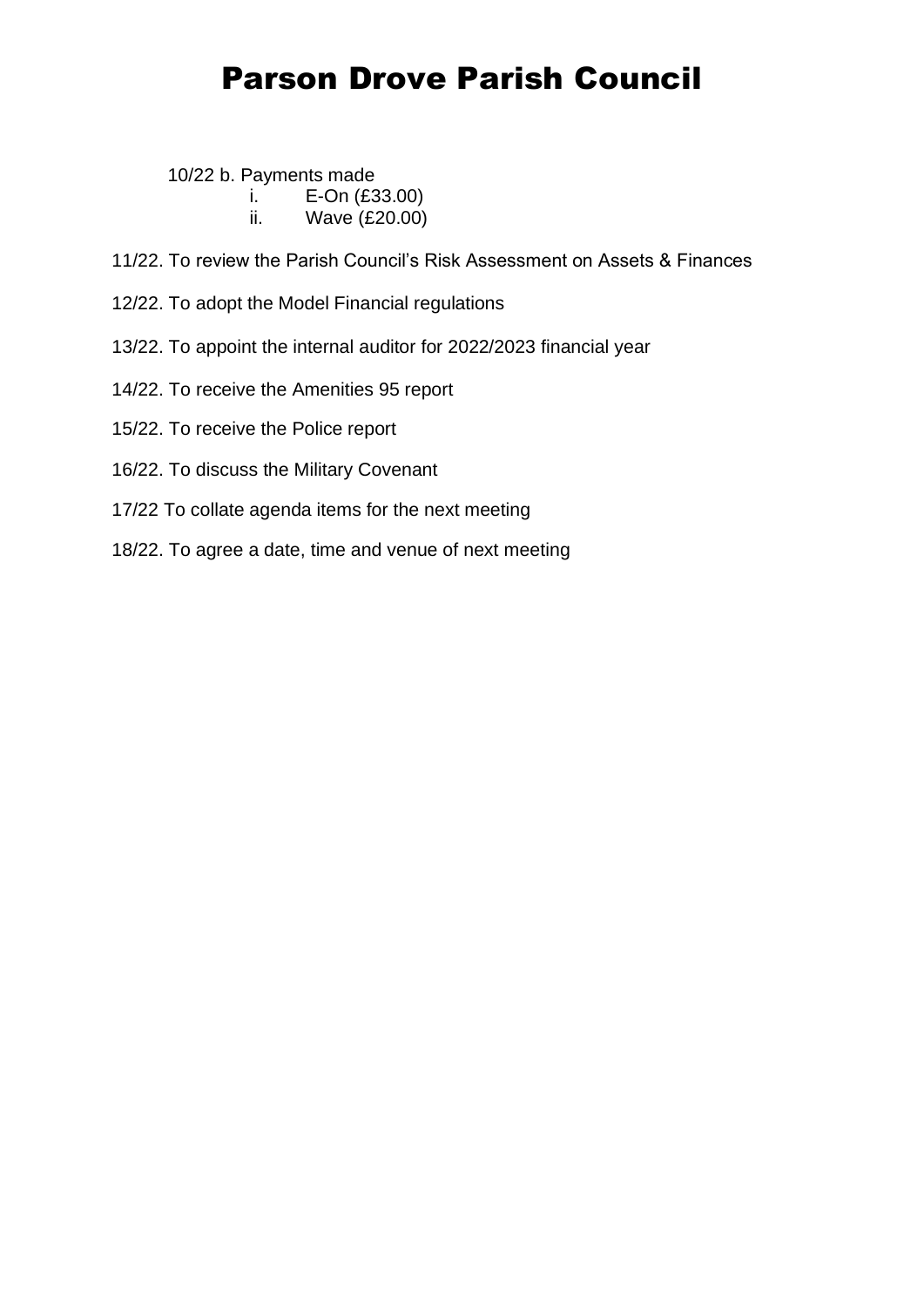# Parson Drove Parish Council

10/22 b. Payments made

i. E-On (£33.00)
ii. Wave (£20.00)

11/22. To review the Parish Council's Risk Assessment on Assets & Finances

12/22. To adopt the Model Financial regulations

13/22. To appoint the internal auditor for 2022/2023 financial year

14/22. To receive the Amenities 95 report

15/22. To receive the Police report

16/22. To discuss the Military Covenant

17/22 To collate agenda items for the next meeting

18/22. To agree a date, time and venue of next meeting